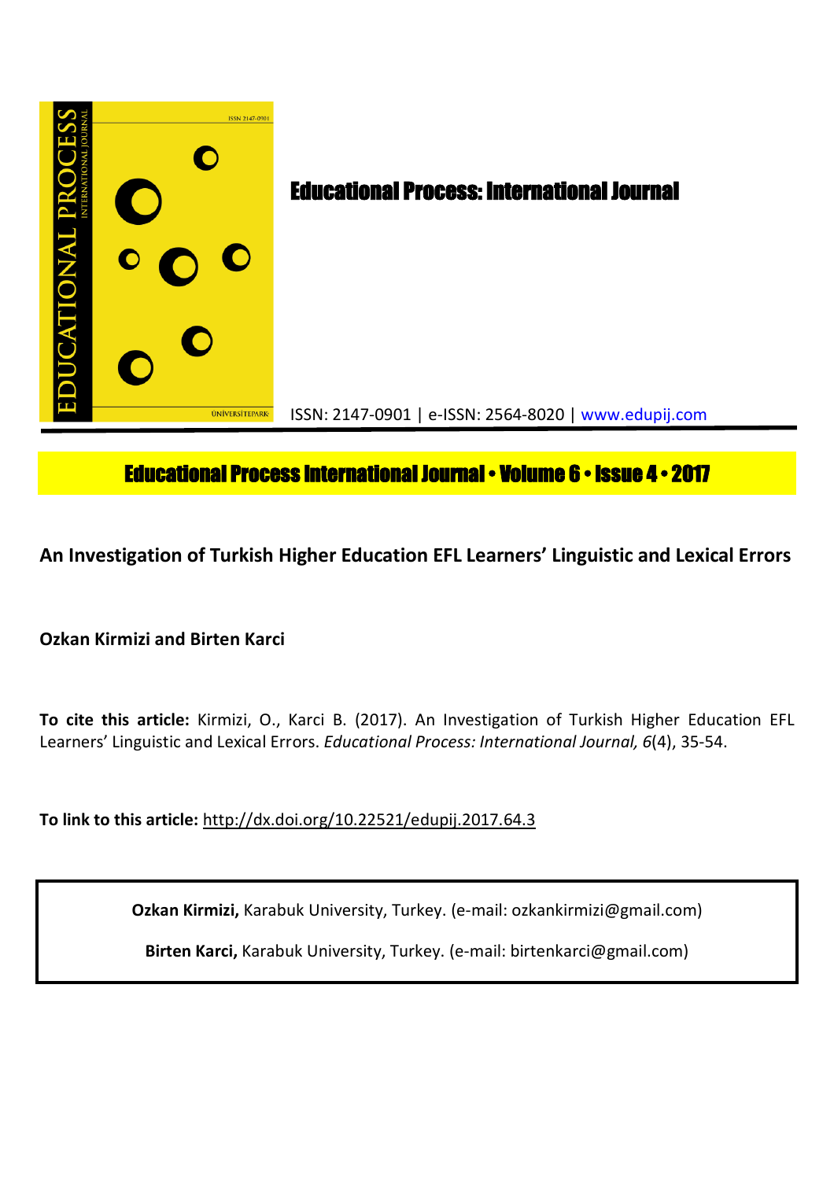# Educational Process: International Journal

ISSN: 2147-0901 | e-ISSN: 2564-8020 | www.edupij.com

**Educational Process International Journal • Volume 6 • Issue 4 • 2017**

## An Investigation of Turkish Higher Education EFL Learners' Linguistic and Lexical Errors

**Ozkan Kirmizi and Birten Karci**

**To cite this article:** Kirmizi, O., Karci B. (2017). An Investigation of Turkish Higher Education EFL Learners' Linguistic and Lexical Errors. *Educational Process: International Journal, 6*(4), 35-54.

**To link to this article:** http://dx.doi.org/10.22521/edupij.2017.64.3

**Ozkan Kirmizi,** Karabuk University, Turkey. (e-mail: ozkankirmizi@gmail.com)

**Birten Karci,** Karabuk University, Turkey. (e-mail: birtenkarci@gmail.com)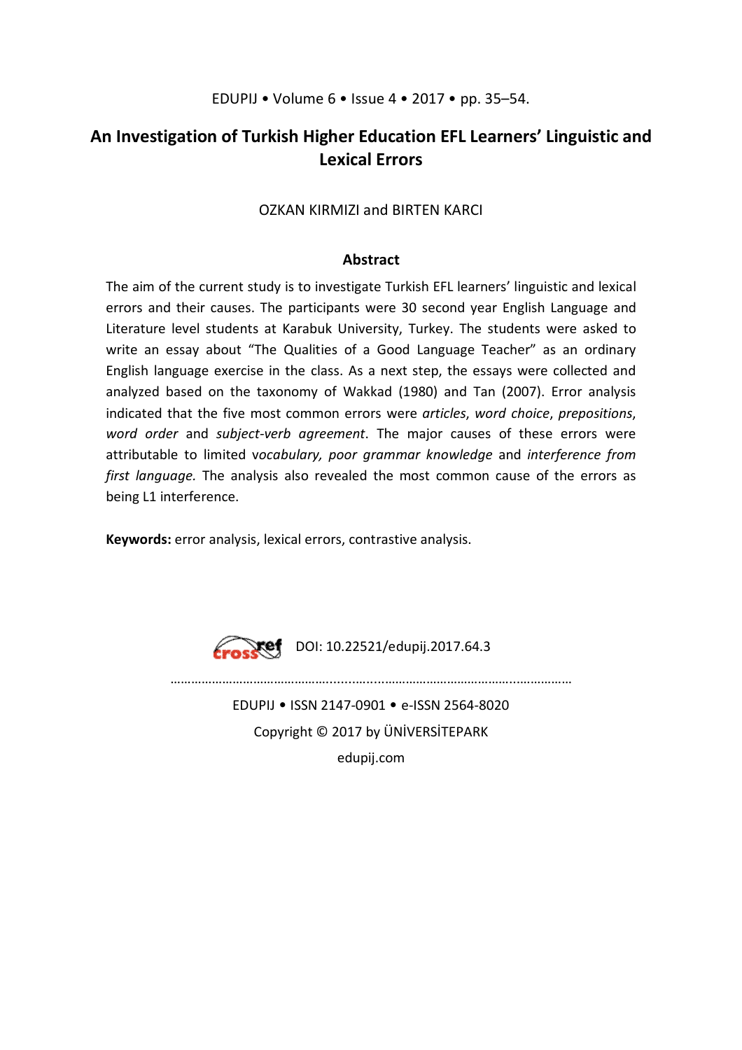# An Investigation of Turkish Higher Education EFL Learners' Linguistic and Lexical Errors

OZKAN KIRMIZI and BIRTEN KARCI

## Abstract

The aim of the current study is to investigate Turkish EFL learners' linguistic and lexical errors and their causes. The participants were 30 second year English Language and Literature level students at Karabuk University, Turkey. The students were asked to write an essay about "The Qualities of a Good Language Teacher" as an ordinary English language exercise in the class. As a next step, the essays were collected and analyzed based on the taxonomy of Wakkad (1980) and Tan (2007). Error analysis indicated that the five most common errors were *articles*, *word choice*, *prepositions*, *word order* and *subject-verb agreement*. The major causes of these errors were attributable to limited v*ocabulary, poor grammar knowledge* and *interference from first language.* The analysis also revealed the most common cause of the errors as being L1 interference.

**Keywords:** error analysis, lexical errors, contrastive analysis.

DOI: 10.22521/edupij.2017.64.3

EDUPIJ • ISSN 2147-0901 • e-ISSN 2564-8020

Copyright © 2017 by ÜNİVERSİTEPARK

edupij.com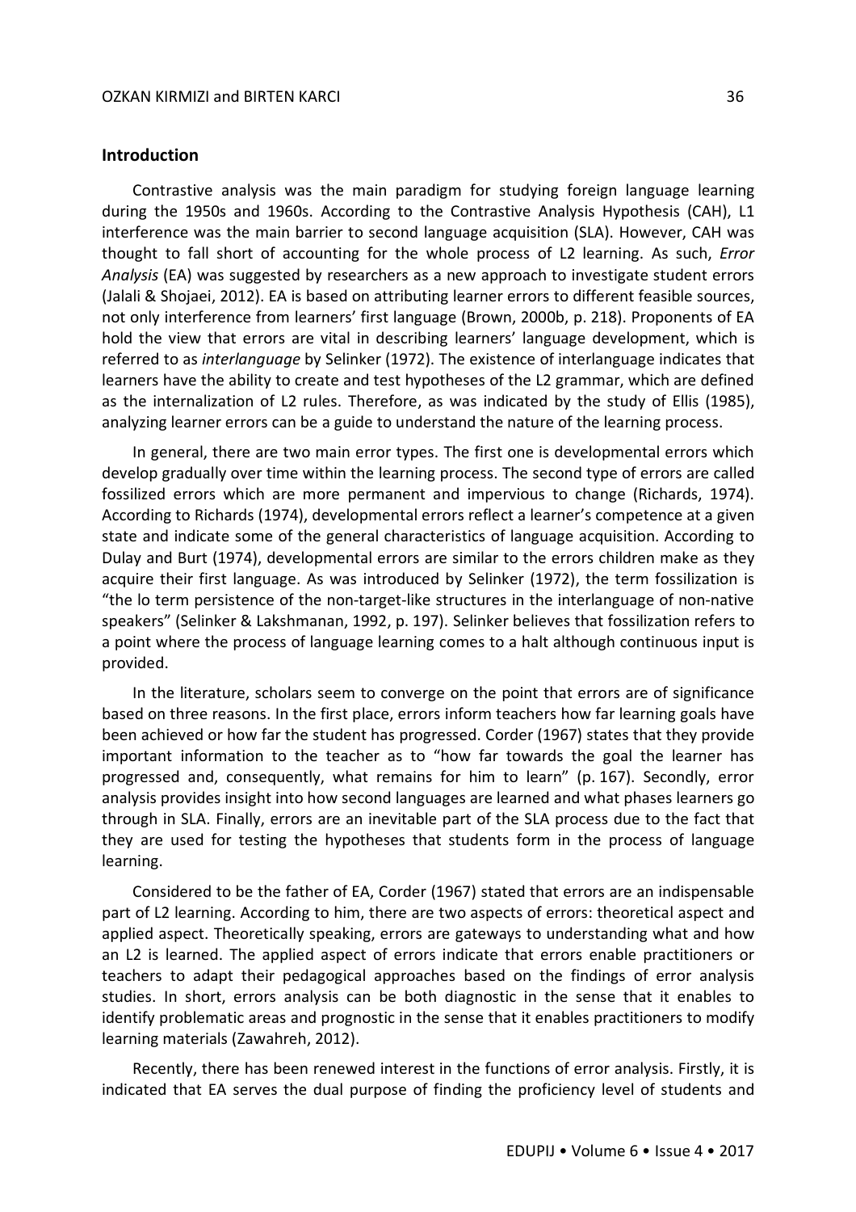## Introduction

Contrastive analysis was the main paradigm for studying foreign language learning during the 1950s and 1960s. According to the Contrastive Analysis Hypothesis (CAH), L1 interference was the main barrier to second language acquisition (SLA). However, CAH was thought to fall short of accounting for the whole process of L2 learning. As such, *Error Analysis* (EA) was suggested by researchers as a new approach to investigate student errors (Jalali & Shojaei, 2012). EA is based on attributing learner errors to different feasible sources, not only interference from learners' first language (Brown, 2000b, p. 218). Proponents of EA hold the view that errors are vital in describing learners' language development, which is referred to as *interlanguage* by Selinker (1972). The existence of interlanguage indicates that learners have the ability to create and test hypotheses of the L2 grammar, which are defined as the internalization of L2 rules. Therefore, as was indicated by the study of Ellis (1985), analyzing learner errors can be a guide to understand the nature of the learning process.

In general, there are two main error types. The first one is developmental errors which develop gradually over time within the learning process. The second type of errors are called fossilized errors which are more permanent and impervious to change (Richards, 1974). According to Richards (1974), developmental errors reflect a learner's competence at a given state and indicate some of the general characteristics of language acquisition. According to Dulay and Burt (1974), developmental errors are similar to the errors children make as they acquire their first language. As was introduced by Selinker (1972), the term fossilization is "the lo term persistence of the non-target-like structures in the interlanguage of non-native speakers" (Selinker & Lakshmanan, 1992, p. 197). Selinker believes that fossilization refers to a point where the process of language learning comes to a halt although continuous input is provided.

In the literature, scholars seem to converge on the point that errors are of significance based on three reasons. In the first place, errors inform teachers how far learning goals have been achieved or how far the student has progressed. Corder (1967) states that they provide important information to the teacher as to "how far towards the goal the learner has progressed and, consequently, what remains for him to learn" (p. 167). Secondly, error analysis provides insight into how second languages are learned and what phases learners go through in SLA. Finally, errors are an inevitable part of the SLA process due to the fact that they are used for testing the hypotheses that students form in the process of language learning.

Considered to be the father of EA, Corder (1967) stated that errors are an indispensable part of L2 learning. According to him, there are two aspects of errors: theoretical aspect and applied aspect. Theoretically speaking, errors are gateways to understanding what and how an L2 is learned. The applied aspect of errors indicate that errors enable practitioners or teachers to adapt their pedagogical approaches based on the findings of error analysis studies. In short, errors analysis can be both diagnostic in the sense that it enables to identify problematic areas and prognostic in the sense that it enables practitioners to modify learning materials (Zawahreh, 2012).

Recently, there has been renewed interest in the functions of error analysis. Firstly, it is indicated that EA serves the dual purpose of finding the proficiency level of students and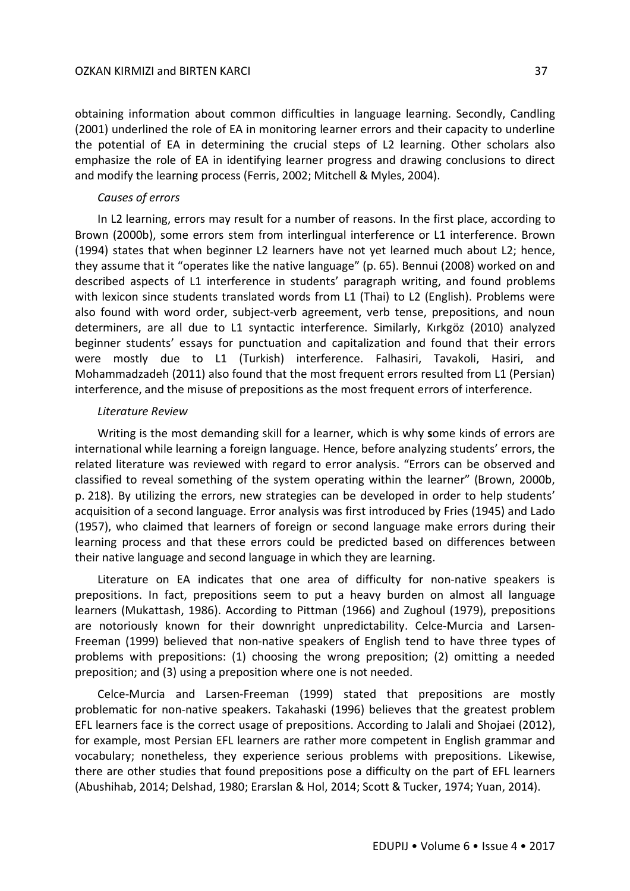obtaining information about common difficulties in language learning. Secondly, Candling (2001) underlined the role of EA in monitoring learner errors and their capacity to underline the potential of EA in determining the crucial steps of L2 learning. Other scholars also emphasize the role of EA in identifying learner progress and drawing conclusions to direct and modify the learning process (Ferris, 2002; Mitchell & Myles, 2004).

*Causes of errors*

In L2 learning, errors may result for a number of reasons. In the first place, according to Brown (2000b), some errors stem from interlingual interference or L1 interference. Brown (1994) states that when beginner L2 learners have not yet learned much about L2; hence, they assume that it "operates like the native language" (p. 65). Bennui (2008) worked on and described aspects of L1 interference in students' paragraph writing, and found problems with lexicon since students translated words from L1 (Thai) to L2 (English). Problems were also found with word order, subject-verb agreement, verb tense, prepositions, and noun determiners, are all due to L1 syntactic interference. Similarly, Kırkgöz (2010) analyzed beginner students' essays for punctuation and capitalization and found that their errors were mostly due to L1 (Turkish) interference. Falhasiri, Tavakoli, Hasiri, and Mohammadzadeh (2011) also found that the most frequent errors resulted from L1 (Persian) interference, and the misuse of prepositions as the most frequent errors of interference.

*Literature Review*

Writing is the most demanding skill for a learner, which is why **s**ome kinds of errors are international while learning a foreign language. Hence, before analyzing students' errors, the related literature was reviewed with regard to error analysis. "Errors can be observed and classified to reveal something of the system operating within the learner" (Brown, 2000b, p. 218). By utilizing the errors, new strategies can be developed in order to help students' acquisition of a second language. Error analysis was first introduced by Fries (1945) and Lado (1957), who claimed that learners of foreign or second language make errors during their learning process and that these errors could be predicted based on differences between their native language and second language in which they are learning.

Literature on EA indicates that one area of difficulty for non-native speakers is prepositions. In fact, prepositions seem to put a heavy burden on almost all language learners (Mukattash, 1986). According to Pittman (1966) and Zughoul (1979), prepositions are notoriously known for their downright unpredictability. Celce-Murcia and Larsen-Freeman (1999) believed that non-native speakers of English tend to have three types of problems with prepositions: (1) choosing the wrong preposition; (2) omitting a needed preposition; and (3) using a preposition where one is not needed.

Celce-Murcia and Larsen-Freeman (1999) stated that prepositions are mostly problematic for non-native speakers. Takahaski (1996) believes that the greatest problem EFL learners face is the correct usage of prepositions. According to Jalali and Shojaei (2012), for example, most Persian EFL learners are rather more competent in English grammar and vocabulary; nonetheless, they experience serious problems with prepositions. Likewise, there are other studies that found prepositions pose a difficulty on the part of EFL learners (Abushihab, 2014; Delshad, 1980; Erarslan & Hol, 2014; Scott & Tucker, 1974; Yuan, 2014).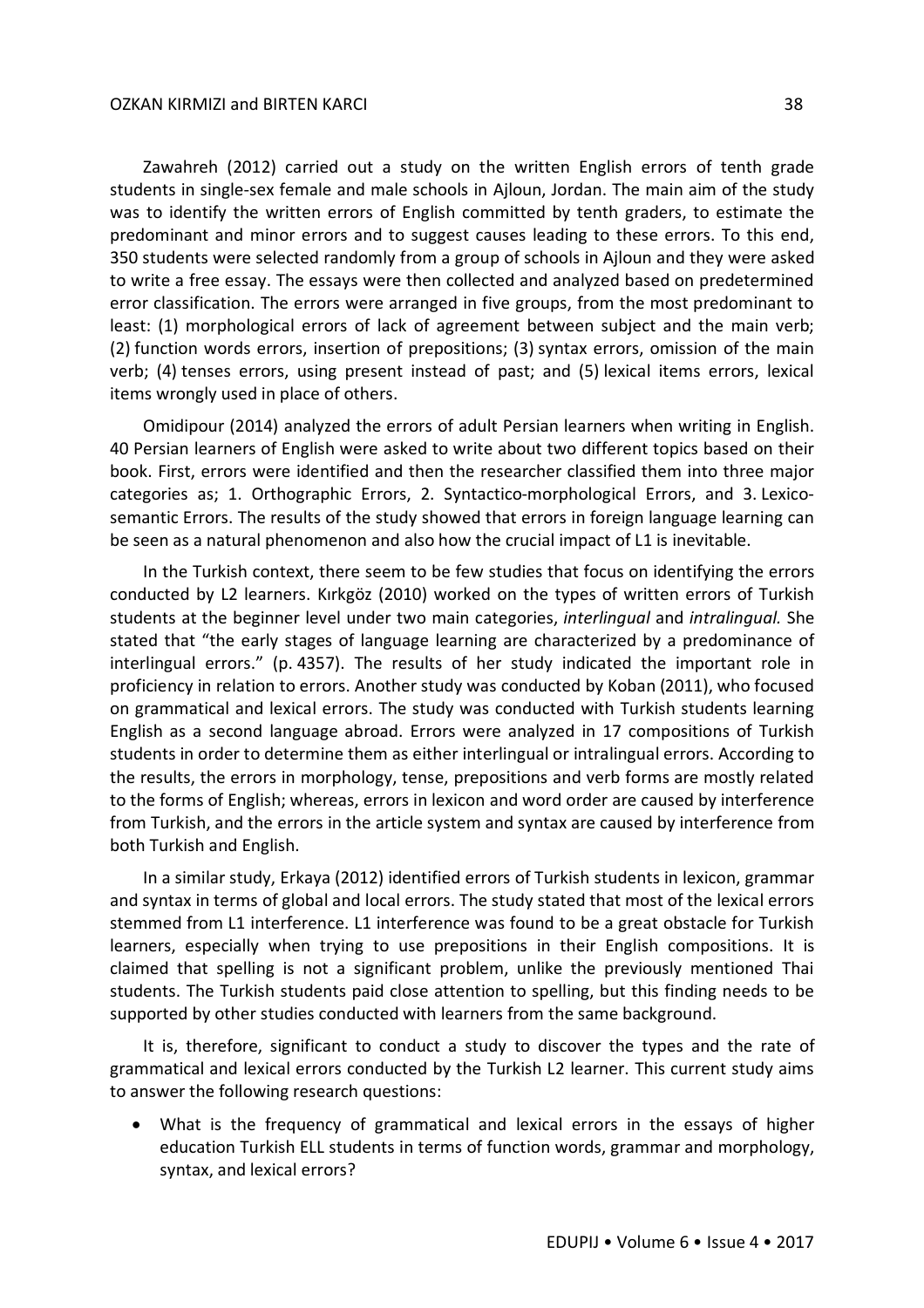Zawahreh (2012) carried out a study on the written English errors of tenth grade students in single-sex female and male schools in Ajloun, Jordan. The main aim of the study was to identify the written errors of English committed by tenth graders, to estimate the predominant and minor errors and to suggest causes leading to these errors. To this end, 350 students were selected randomly from a group of schools in Ajloun and they were asked to write a free essay. The essays were then collected and analyzed based on predetermined error classification. The errors were arranged in five groups, from the most predominant to least: (1) morphological errors of lack of agreement between subject and the main verb; (2) function words errors, insertion of prepositions; (3) syntax errors, omission of the main verb; (4) tenses errors, using present instead of past; and (5) lexical items errors, lexical items wrongly used in place of others.

Omidipour (2014) analyzed the errors of adult Persian learners when writing in English. 40 Persian learners of English were asked to write about two different topics based on their book. First, errors were identified and then the researcher classified them into three major categories as; 1. Orthographic Errors, 2. Syntactico-morphological Errors, and 3. Lexico-semantic Errors. The results of the study showed that errors in foreign language learning can be seen as a natural phenomenon and also how the crucial impact of L1 is inevitable.

In the Turkish context, there seem to be few studies that focus on identifying the errors conducted by L2 learners. Kırkgöz (2010) worked on the types of written errors of Turkish students at the beginner level under two main categories, *interlingual* and *intralingual.* She stated that "the early stages of language learning are characterized by a predominance of interlingual errors." (p. 4357). The results of her study indicated the important role in proficiency in relation to errors. Another study was conducted by Koban (2011), who focused on grammatical and lexical errors. The study was conducted with Turkish students learning English as a second language abroad. Errors were analyzed in 17 compositions of Turkish students in order to determine them as either interlingual or intralingual errors. According to the results, the errors in morphology, tense, prepositions and verb forms are mostly related to the forms of English; whereas, errors in lexicon and word order are caused by interference from Turkish, and the errors in the article system and syntax are caused by interference from both Turkish and English.

In a similar study, Erkaya (2012) identified errors of Turkish students in lexicon, grammar and syntax in terms of global and local errors. The study stated that most of the lexical errors stemmed from L1 interference. L1 interference was found to be a great obstacle for Turkish learners, especially when trying to use prepositions in their English compositions. It is claimed that spelling is not a significant problem, unlike the previously mentioned Thai students. The Turkish students paid close attention to spelling, but this finding needs to be supported by other studies conducted with learners from the same background.

It is, therefore, significant to conduct a study to discover the types and the rate of grammatical and lexical errors conducted by the Turkish L2 learner. This current study aims to answer the following research questions:

- What is the frequency of grammatical and lexical errors in the essays of higher education Turkish ELL students in terms of function words, grammar and morphology, syntax, and lexical errors?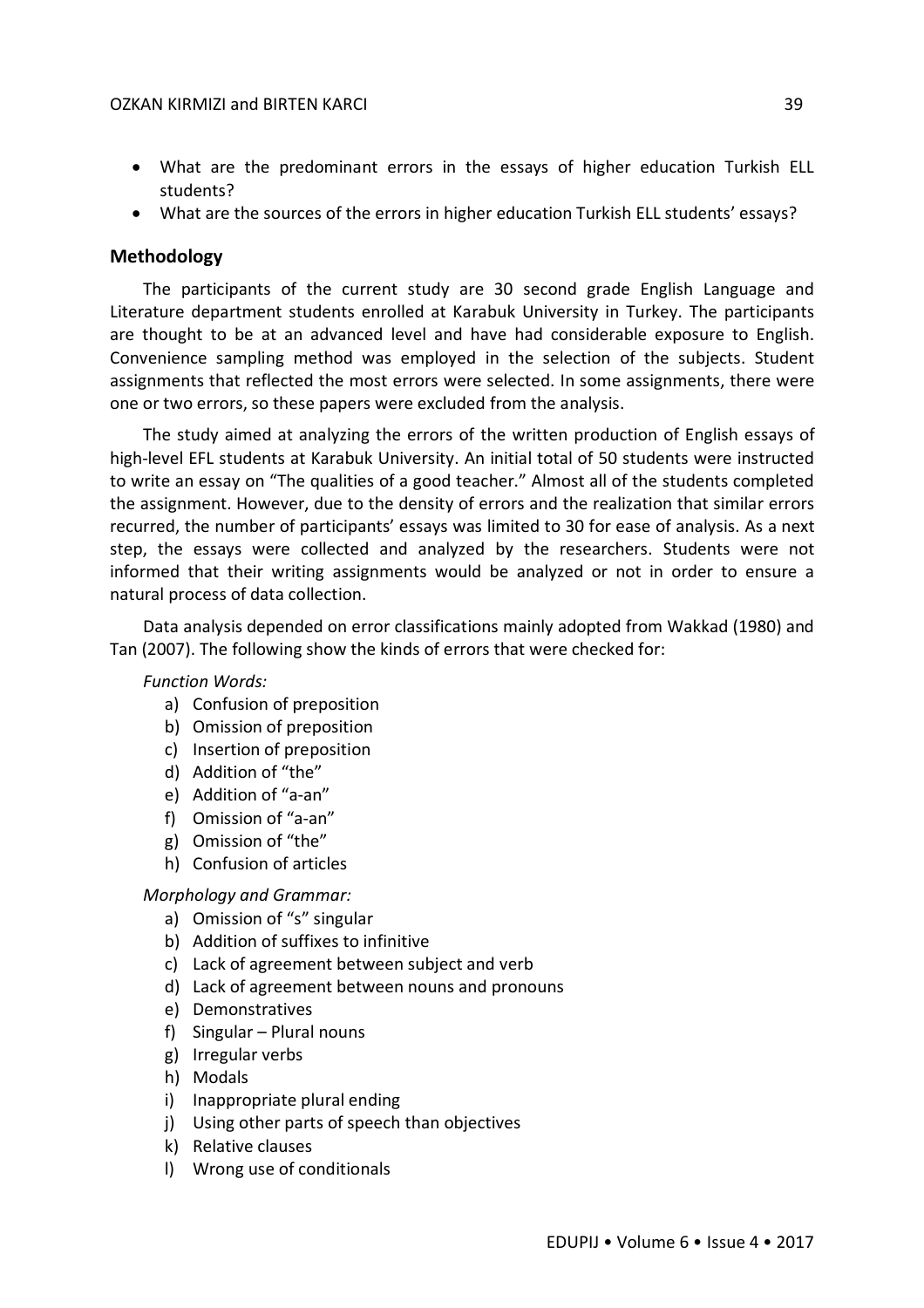- What are the predominant errors in the essays of higher education Turkish ELL students?
- What are the sources of the errors in higher education Turkish ELL students' essays?

## Methodology

The participants of the current study are 30 second grade English Language and Literature department students enrolled at Karabuk University in Turkey. The participants are thought to be at an advanced level and have had considerable exposure to English. Convenience sampling method was employed in the selection of the subjects. Student assignments that reflected the most errors were selected. In some assignments, there were one or two errors, so these papers were excluded from the analysis.

The study aimed at analyzing the errors of the written production of English essays of high-level EFL students at Karabuk University. An initial total of 50 students were instructed to write an essay on "The qualities of a good teacher." Almost all of the students completed the assignment. However, due to the density of errors and the realization that similar errors recurred, the number of participants' essays was limited to 30 for ease of analysis. As a next step, the essays were collected and analyzed by the researchers. Students were not informed that their writing assignments would be analyzed or not in order to ensure a natural process of data collection.

Data analysis depended on error classifications mainly adopted from Wakkad (1980) and Tan (2007). The following show the kinds of errors that were checked for:

*Function Words:*

a) Confusion of preposition
b) Omission of preposition
c) Insertion of preposition
d) Addition of "the"
e) Addition of "a-an"
f) Omission of "a-an"
g) Omission of "the"
h) Confusion of articles

*Morphology and Grammar:*

a) Omission of "s" singular
b) Addition of suffixes to infinitive
c) Lack of agreement between subject and verb
d) Lack of agreement between nouns and pronouns
e) Demonstratives
f) Singular – Plural nouns
g) Irregular verbs
h) Modals
i) Inappropriate plural ending
j) Using other parts of speech than objectives
k) Relative clauses
l) Wrong use of conditionals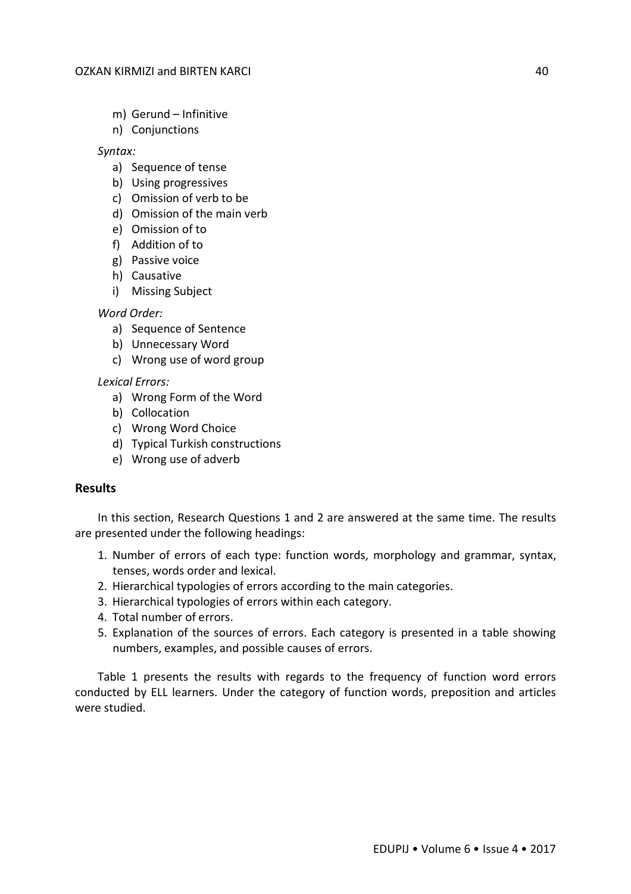m) Gerund – Infinitive
n) Conjunctions

*Syntax:*

a) Sequence of tense
b) Using progressives
c) Omission of verb to be
d) Omission of the main verb
e) Omission of to
f) Addition of to
g) Passive voice
h) Causative
i) Missing Subject

*Word Order:*

a) Sequence of Sentence
b) Unnecessary Word
c) Wrong use of word group

*Lexical Errors:*

a) Wrong Form of the Word
b) Collocation
c) Wrong Word Choice
d) Typical Turkish constructions
e) Wrong use of adverb

## Results

In this section, Research Questions 1 and 2 are answered at the same time. The results are presented under the following headings:

1. Number of errors of each type: function words, morphology and grammar, syntax, tenses, words order and lexical.
2. Hierarchical typologies of errors according to the main categories.
3. Hierarchical typologies of errors within each category.
4. Total number of errors.
5. Explanation of the sources of errors. Each category is presented in a table showing numbers, examples, and possible causes of errors.

Table 1 presents the results with regards to the frequency of function word errors conducted by ELL learners. Under the category of function words, preposition and articles were studied.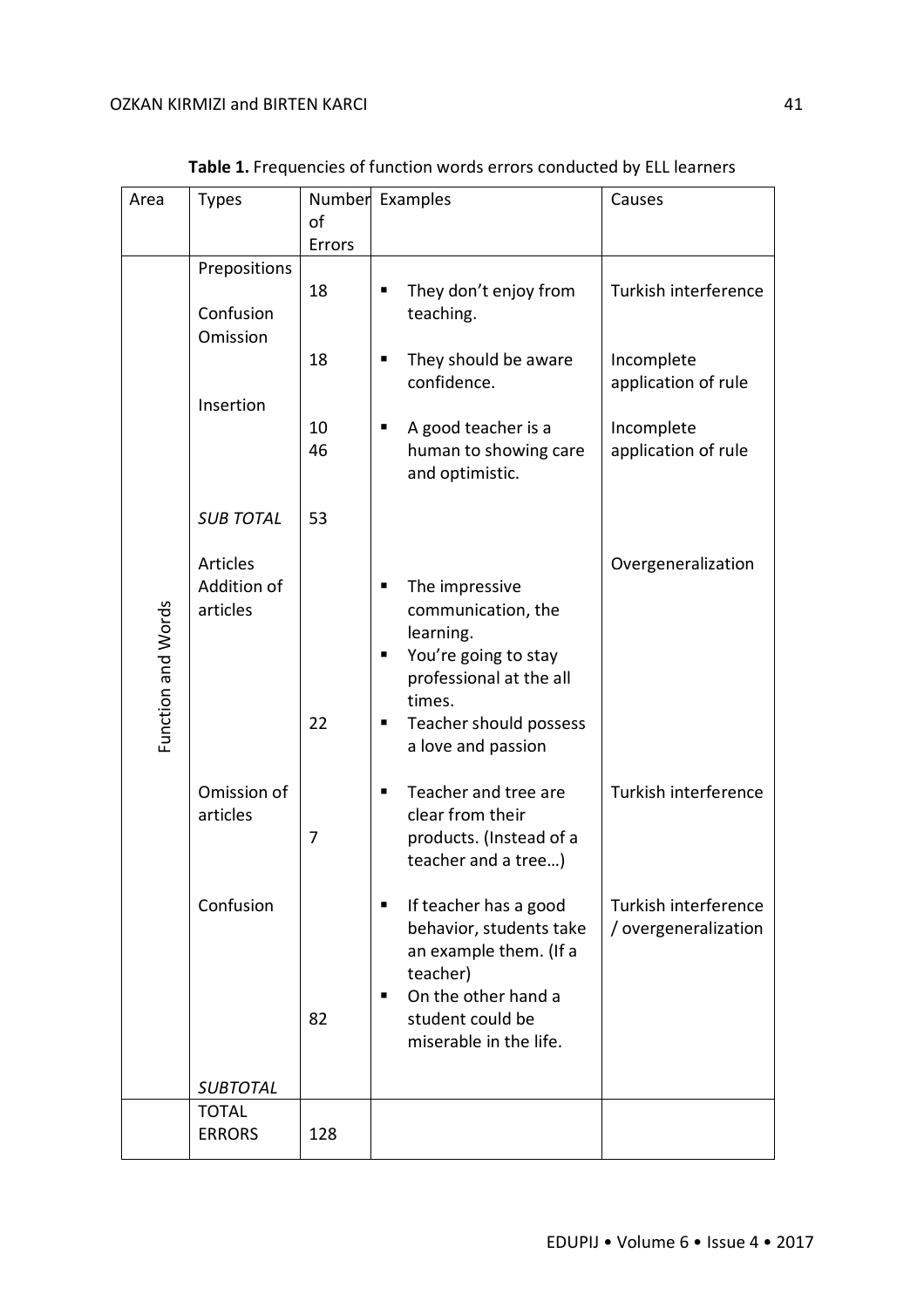**Table 1.** Frequencies of function words errors conducted by ELL learners

| Area | Types | Number of Errors | Examples | Causes |
|---|---|---|---|---|
| Function and Words | Prepositions | | | |
| | Confusion | 18 | ▪ They don't enjoy from teaching. | Turkish interference |
| | Omission | 18 | ▪ They should be aware confidence. | Incomplete application of rule |
| | Insertion | 10<br>46 | ▪ A good teacher is a human to showing care and optimistic. | Incomplete application of rule |
| | *SUB TOTAL* | 53 | | |
| | Articles<br>Addition of articles | 22 | ▪ The impressive communication, the learning.<br>▪ You're going to stay professional at the all times.<br>▪ Teacher should possess a love and passion | Overgeneralization |
| | Omission of articles | 7 | ▪ Teacher and tree are clear from their products. (Instead of a teacher and a tree…) | Turkish interference |
| | Confusion | 82 | ▪ If teacher has a good behavior, students take an example them. (If a teacher)<br>▪ On the other hand a student could be miserable in the life. | Turkish interference / overgeneralization |
| | *SUBTOTAL* | | | |
| | TOTAL ERRORS | 128 | | |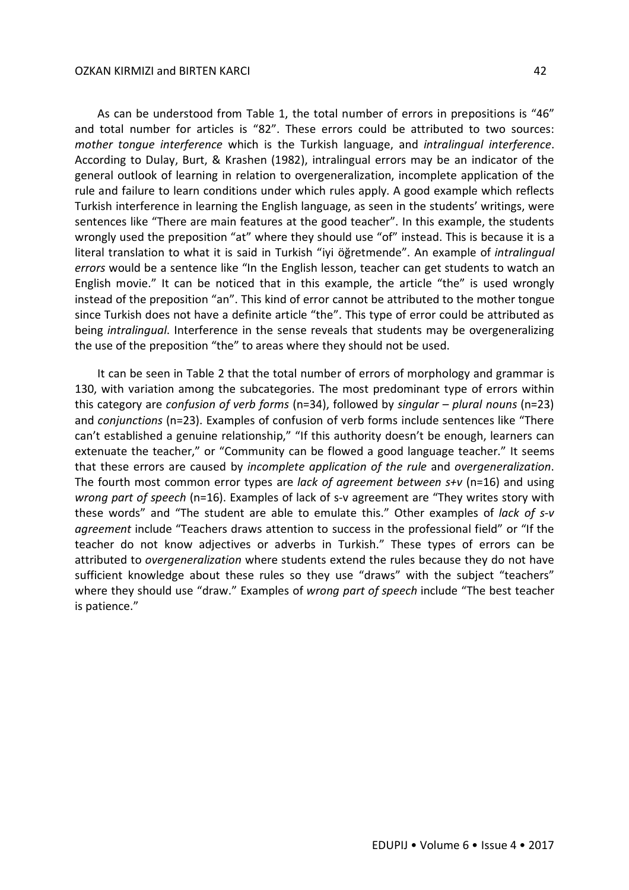As can be understood from Table 1, the total number of errors in prepositions is "46" and total number for articles is "82". These errors could be attributed to two sources: *mother tongue interference* which is the Turkish language, and *intralingual interference*. According to Dulay, Burt, & Krashen (1982), intralingual errors may be an indicator of the general outlook of learning in relation to overgeneralization, incomplete application of the rule and failure to learn conditions under which rules apply. A good example which reflects Turkish interference in learning the English language, as seen in the students' writings, were sentences like "There are main features at the good teacher". In this example, the students wrongly used the preposition "at" where they should use "of" instead. This is because it is a literal translation to what it is said in Turkish "iyi öğretmende". An example of *intralingual errors* would be a sentence like "In the English lesson, teacher can get students to watch an English movie." It can be noticed that in this example, the article "the" is used wrongly instead of the preposition "an". This kind of error cannot be attributed to the mother tongue since Turkish does not have a definite article "the". This type of error could be attributed as being *intralingual*. Interference in the sense reveals that students may be overgeneralizing the use of the preposition "the" to areas where they should not be used.

It can be seen in Table 2 that the total number of errors of morphology and grammar is 130, with variation among the subcategories. The most predominant type of errors within this category are *confusion of verb forms* (n=34), followed by *singular – plural nouns* (n=23) and *conjunctions* (n=23). Examples of confusion of verb forms include sentences like "There can't established a genuine relationship," "If this authority doesn't be enough, learners can extenuate the teacher," or "Community can be flowed a good language teacher." It seems that these errors are caused by *incomplete application of the rule* and *overgeneralization*. The fourth most common error types are *lack of agreement between s+v* (n=16) and using *wrong part of speech* (n=16). Examples of lack of s-v agreement are "They writes story with these words" and "The student are able to emulate this." Other examples of *lack of s-v agreement* include "Teachers draws attention to success in the professional field" or "If the teacher do not know adjectives or adverbs in Turkish." These types of errors can be attributed to *overgeneralization* where students extend the rules because they do not have sufficient knowledge about these rules so they use "draws" with the subject "teachers" where they should use "draw." Examples of *wrong part of speech* include "The best teacher is patience."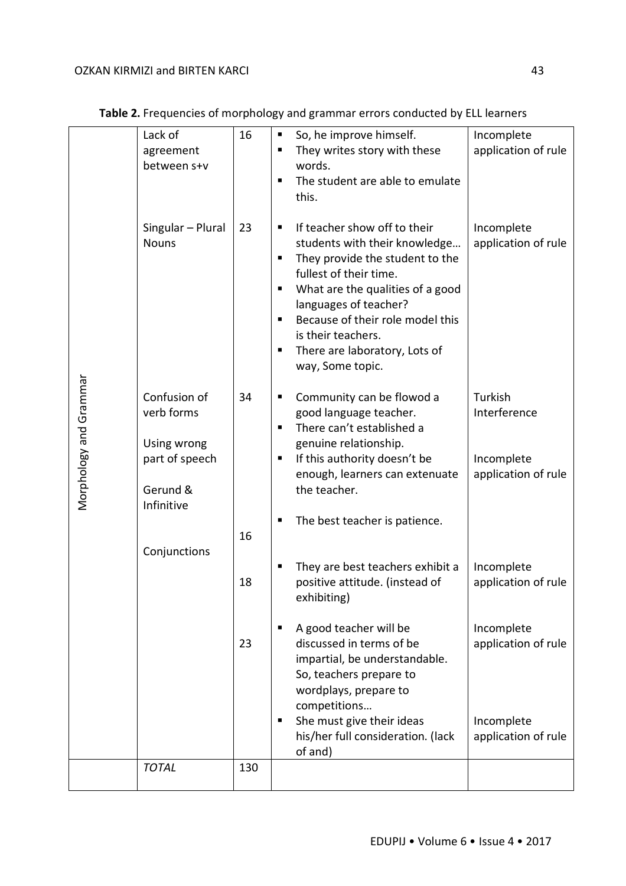**Table 2.** Frequencies of morphology and grammar errors conducted by ELL learners

| | | | | |
|---|---|---|---|---|
| Morphology and Grammar | Lack of agreement between s+v | 16 | ▪ So, he improve himself.<br>▪ They writes story with these words.<br>▪ The student are able to emulate this. | Incomplete application of rule |
| | Singular – Plural Nouns | 23 | ▪ If teacher show off to their students with their knowledge…<br>▪ They provide the student to the fullest of their time.<br>▪ What are the qualities of a good languages of teacher?<br>▪ Because of their role model this is their teachers.<br>▪ There are laboratory, Lots of way, Some topic. | Incomplete application of rule |
| | Confusion of verb forms | 34 | ▪ Community can be flowod a good language teacher.<br>▪ There can't established a genuine relationship.<br>▪ If this authority doesn't be enough, learners can extenuate the teacher. | Turkish Interference<br><br>Incomplete application of rule |
| | Using wrong part of speech | 16 | ▪ The best teacher is patience. | |
| | Gerund & Infinitive | 18 | ▪ They are best teachers exhibit a positive attitude. (instead of exhibiting) | Incomplete application of rule |
| | Conjunctions | 23 | ▪ A good teacher will be discussed in terms of be impartial, be understandable. So, teachers prepare to wordplays, prepare to competitions…<br>▪ She must give their ideas his/her full consideration. (lack of and) | Incomplete application of rule<br><br>Incomplete application of rule |
| | *TOTAL* | 130 | | |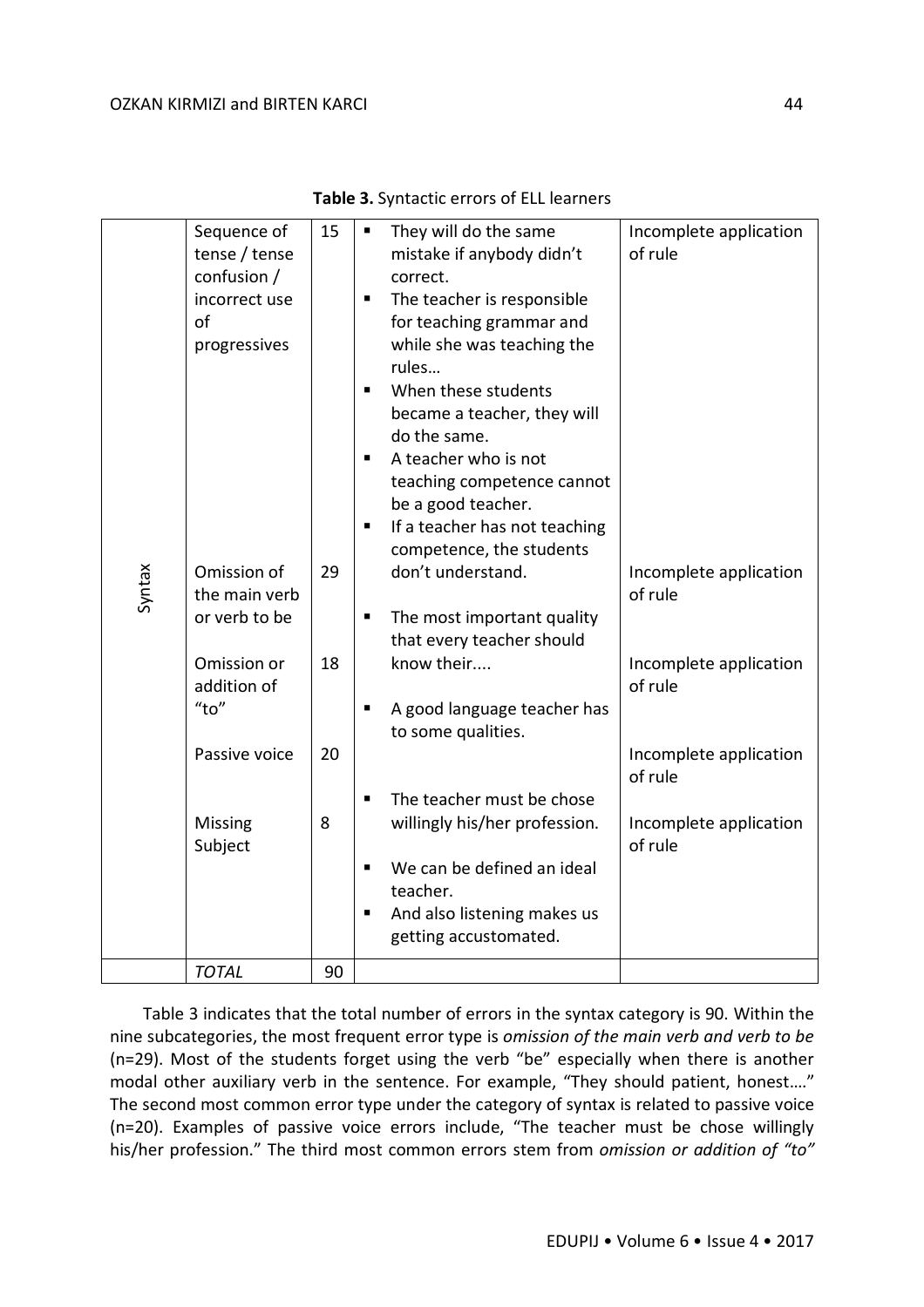**Table 3.** Syntactic errors of ELL learners

| | | | | |
|---|---|---|---|---|
| Syntax | Sequence of tense / tense confusion / incorrect use of progressives | 15 | ▪ They will do the same mistake if anybody didn't correct.<br>▪ The teacher is responsible for teaching grammar and while she was teaching the rules…<br>▪ When these students became a teacher, they will do the same.<br>▪ A teacher who is not teaching competence cannot be a good teacher.<br>▪ If a teacher has not teaching competence, the students don't understand. | Incomplete application of rule |
| | Omission of the main verb or verb to be | 29 | ▪ The most important quality that every teacher should know their.... | Incomplete application of rule |
| | Omission or addition of "to" | 18 | ▪ A good language teacher has to some qualities. | Incomplete application of rule |
| | Passive voice | 20 | ▪ The teacher must be chose willingly his/her profession. | Incomplete application of rule |
| | Missing Subject | 8 | ▪ We can be defined an ideal teacher.<br>▪ And also listening makes us getting accustomated. | Incomplete application of rule |
| | *TOTAL* | 90 | | |

Table 3 indicates that the total number of errors in the syntax category is 90. Within the nine subcategories, the most frequent error type is *omission of the main verb and verb to be* (n=29). Most of the students forget using the verb "be" especially when there is another modal other auxiliary verb in the sentence. For example, "They should patient, honest…." The second most common error type under the category of syntax is related to passive voice (n=20). Examples of passive voice errors include, "The teacher must be chose willingly his/her profession." The third most common errors stem from *omission or addition of "to"*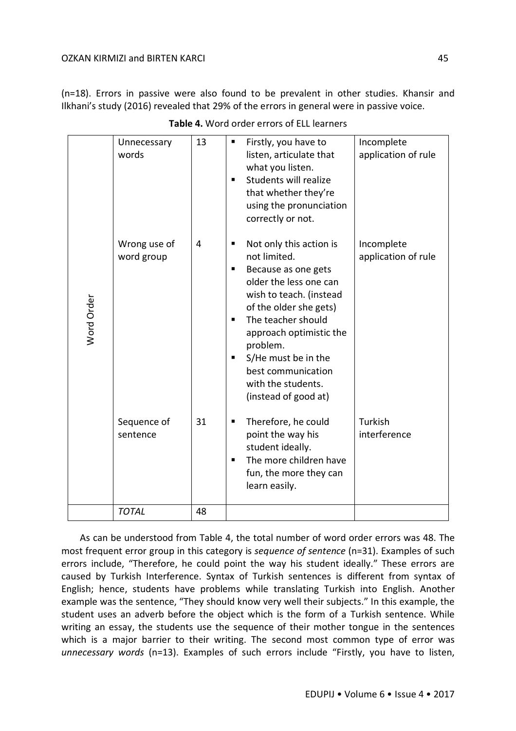(n=18). Errors in passive were also found to be prevalent in other studies. Khansir and Ilkhani's study (2016) revealed that 29% of the errors in general were in passive voice.

**Table 4.** Word order errors of ELL learners

| | | | | |
|---|---|---|---|---|
| Word Order | Unnecessary words | 13 | ▪ Firstly, you have to listen, articulate that what you listen.<br>▪ Students will realize that whether they're using the pronunciation correctly or not. | Incomplete application of rule |
| | Wrong use of word group | 4 | ▪ Not only this action is not limited.<br>▪ Because as one gets older the less one can wish to teach. (instead of the older she gets)<br>▪ The teacher should approach optimistic the problem.<br>▪ S/He must be in the best communication with the students. (instead of good at) | Incomplete application of rule |
| | Sequence of sentence | 31 | ▪ Therefore, he could point the way his student ideally.<br>▪ The more children have fun, the more they can learn easily. | Turkish interference |
| | *TOTAL* | 48 | | |

As can be understood from Table 4, the total number of word order errors was 48. The most frequent error group in this category is *sequence of sentence* (n=31). Examples of such errors include, "Therefore, he could point the way his student ideally." These errors are caused by Turkish Interference. Syntax of Turkish sentences is different from syntax of English; hence, students have problems while translating Turkish into English. Another example was the sentence, "They should know very well their subjects." In this example, the student uses an adverb before the object which is the form of a Turkish sentence. While writing an essay, the students use the sequence of their mother tongue in the sentences which is a major barrier to their writing. The second most common type of error was *unnecessary words* (n=13). Examples of such errors include "Firstly, you have to listen,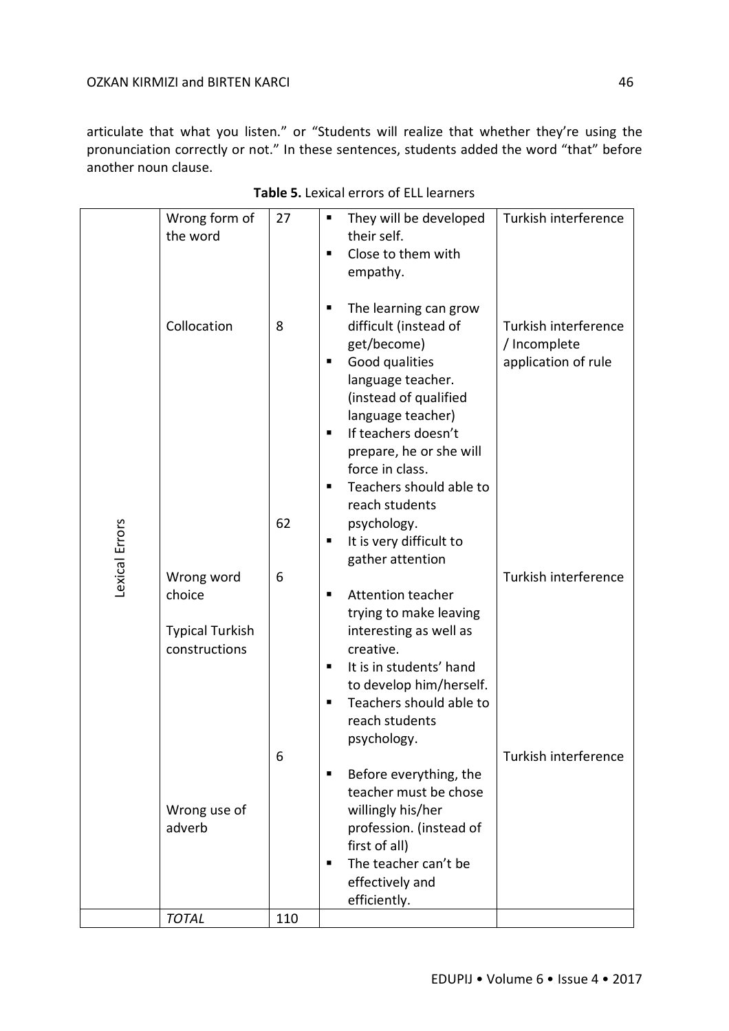articulate that what you listen." or "Students will realize that whether they're using the pronunciation correctly or not." In these sentences, students added the word "that" before another noun clause.

**Table 5.** Lexical errors of ELL learners

| | | | | |
|---|---|---|---|---|
| Lexical Errors | Wrong form of the word | 27 | ▪ They will be developed their self.<br>▪ Close to them with empathy. | Turkish interference |
| | Collocation | 8 | ▪ The learning can grow difficult (instead of get/become)<br>▪ Good qualities language teacher. (instead of qualified language teacher)<br>▪ If teachers doesn't prepare, he or she will force in class.<br>▪ Teachers should able to reach students psychology.<br>▪ It is very difficult to gather attention | Turkish interference / Incomplete application of rule |
| | Wrong word choice | 62 | | Turkish interference |
| | Typical Turkish constructions | 6 | ▪ Attention teacher trying to make leaving interesting as well as creative.<br>▪ It is in students' hand to develop him/herself.<br>▪ Teachers should able to reach students psychology. | |
| | Wrong use of adverb | 6 | ▪ Before everything, the teacher must be chose willingly his/her profession. (instead of first of all)<br>▪ The teacher can't be effectively and efficiently. | Turkish interference |
| | *TOTAL* | 110 | | |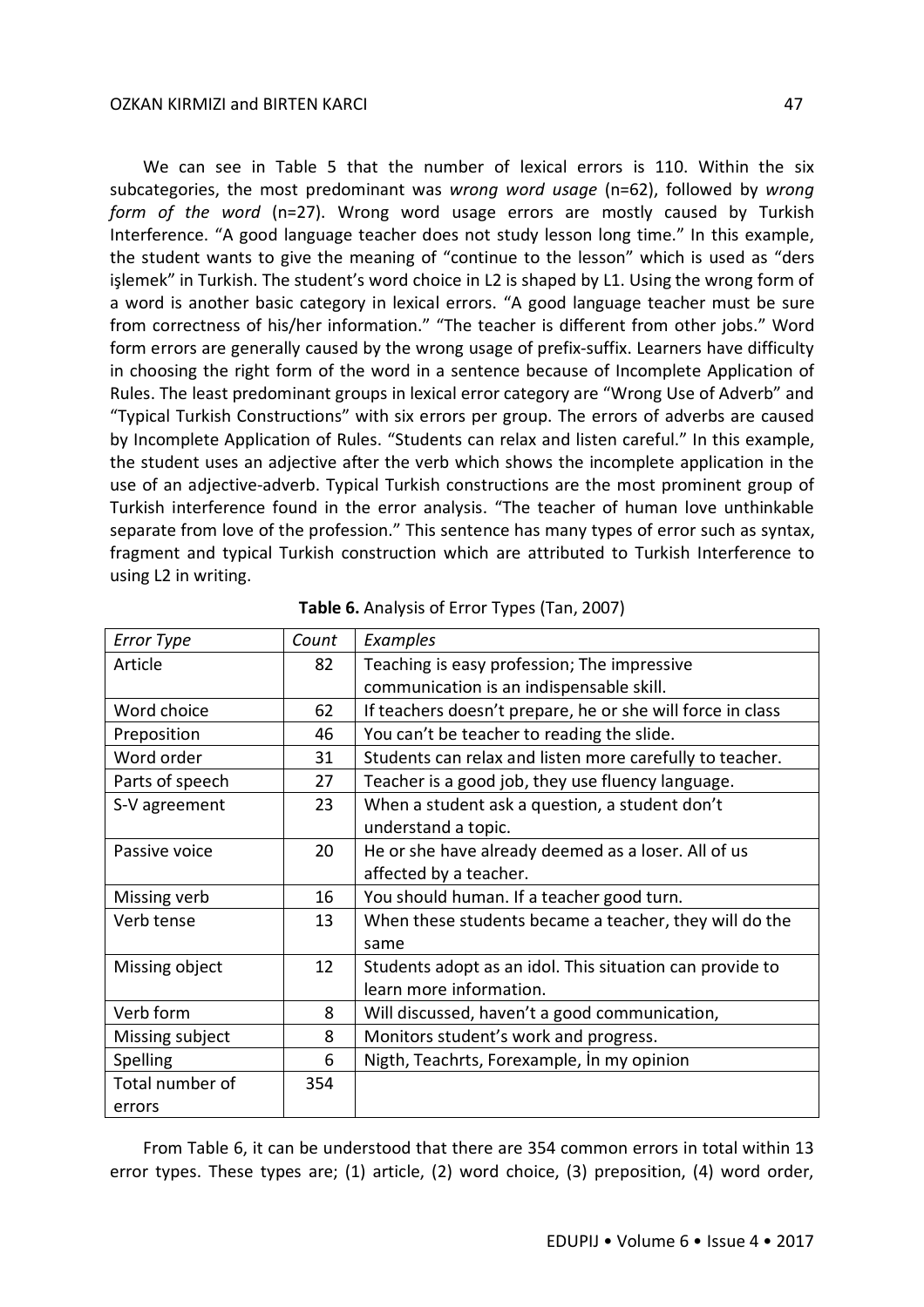We can see in Table 5 that the number of lexical errors is 110. Within the six subcategories, the most predominant was *wrong word usage* (n=62), followed by *wrong form of the word* (n=27). Wrong word usage errors are mostly caused by Turkish Interference. “A good language teacher does not study lesson long time.” In this example, the student wants to give the meaning of “continue to the lesson” which is used as “ders işlemek” in Turkish. The student’s word choice in L2 is shaped by L1. Using the wrong form of a word is another basic category in lexical errors. “A good language teacher must be sure from correctness of his/her information.” “The teacher is different from other jobs.” Word form errors are generally caused by the wrong usage of prefix-suffix. Learners have difficulty in choosing the right form of the word in a sentence because of Incomplete Application of Rules. The least predominant groups in lexical error category are “Wrong Use of Adverb” and “Typical Turkish Constructions” with six errors per group. The errors of adverbs are caused by Incomplete Application of Rules. “Students can relax and listen careful.” In this example, the student uses an adjective after the verb which shows the incomplete application in the use of an adjective-adverb. Typical Turkish constructions are the most prominent group of Turkish interference found in the error analysis. “The teacher of human love unthinkable separate from love of the profession.” This sentence has many types of error such as syntax, fragment and typical Turkish construction which are attributed to Turkish Interference to using L2 in writing.

**Table 6.** Analysis of Error Types (Tan, 2007)

| *Error Type* | *Count* | *Examples* |
|---|---|---|
| Article | 82 | Teaching is easy profession; The impressive communication is an indispensable skill. |
| Word choice | 62 | If teachers doesn’t prepare, he or she will force in class |
| Preposition | 46 | You can’t be teacher to reading the slide. |
| Word order | 31 | Students can relax and listen more carefully to teacher. |
| Parts of speech | 27 | Teacher is a good job, they use fluency language. |
| S-V agreement | 23 | When a student ask a question, a student don’t understand a topic. |
| Passive voice | 20 | He or she have already deemed as a loser. All of us affected by a teacher. |
| Missing verb | 16 | You should human. If a teacher good turn. |
| Verb tense | 13 | When these students became a teacher, they will do the same |
| Missing object | 12 | Students adopt as an idol. This situation can provide to learn more information. |
| Verb form | 8 | Will discussed, haven’t a good communication, |
| Missing subject | 8 | Monitors student’s work and progress. |
| Spelling | 6 | Nigth, Teachrts, Forexample, İn my opinion |
| Total number of errors | 354 | |

From Table 6, it can be understood that there are 354 common errors in total within 13 error types. These types are; (1) article, (2) word choice, (3) preposition, (4) word order,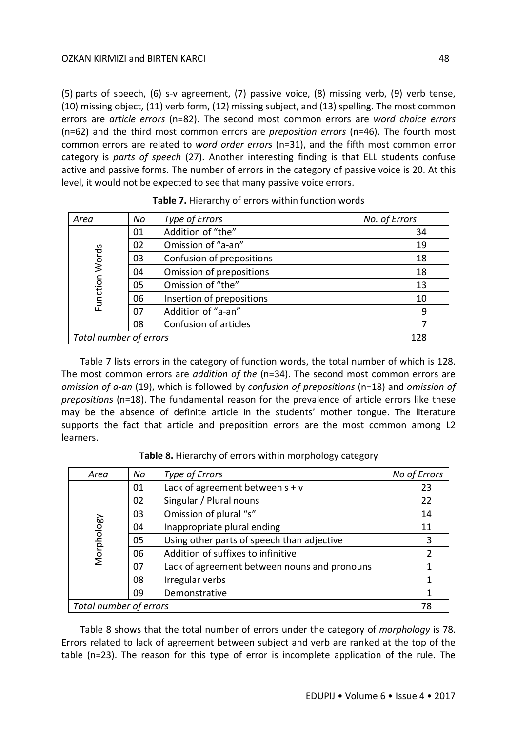(5) parts of speech, (6) s-v agreement, (7) passive voice, (8) missing verb, (9) verb tense, (10) missing object, (11) verb form, (12) missing subject, and (13) spelling. The most common errors are *article errors* (n=82). The second most common errors are *word choice errors* (n=62) and the third most common errors are *preposition errors* (n=46). The fourth most common errors are related to *word order errors* (n=31), and the fifth most common error category is *parts of speech* (27). Another interesting finding is that ELL students confuse active and passive forms. The number of errors in the category of passive voice is 20. At this level, it would not be expected to see that many passive voice errors.

**Table 7.** Hierarchy of errors within function words

| *Area* | *No* | *Type of Errors* | *No. of Errors* |
|---|---|---|---|
| Function Words | 01 | Addition of "the" | 34 |
| | 02 | Omission of "a-an" | 19 |
| | 03 | Confusion of prepositions | 18 |
| | 04 | Omission of prepositions | 18 |
| | 05 | Omission of "the" | 13 |
| | 06 | Insertion of prepositions | 10 |
| | 07 | Addition of "a-an" | 9 |
| | 08 | Confusion of articles | 7 |
| *Total number of errors* | | | 128 |

Table 7 lists errors in the category of function words, the total number of which is 128. The most common errors are *addition of the* (n=34). The second most common errors are *omission of a-an* (19), which is followed by *confusion of prepositions* (n=18) and *omission of prepositions* (n=18). The fundamental reason for the prevalence of article errors like these may be the absence of definite article in the students' mother tongue. The literature supports the fact that article and preposition errors are the most common among L2 learners.

**Table 8.** Hierarchy of errors within morphology category

| *Area* | *No* | *Type of Errors* | *No of Errors* |
|---|---|---|---|
| Morphology | 01 | Lack of agreement between s + v | 23 |
| | 02 | Singular / Plural nouns | 22 |
| | 03 | Omission of plural "s" | 14 |
| | 04 | Inappropriate plural ending | 11 |
| | 05 | Using other parts of speech than adjective | 3 |
| | 06 | Addition of suffixes to infinitive | 2 |
| | 07 | Lack of agreement between nouns and pronouns | 1 |
| | 08 | Irregular verbs | 1 |
| | 09 | Demonstrative | 1 |
| *Total number of errors* | | | 78 |

Table 8 shows that the total number of errors under the category of *morphology* is 78. Errors related to lack of agreement between subject and verb are ranked at the top of the table (n=23). The reason for this type of error is incomplete application of the rule. The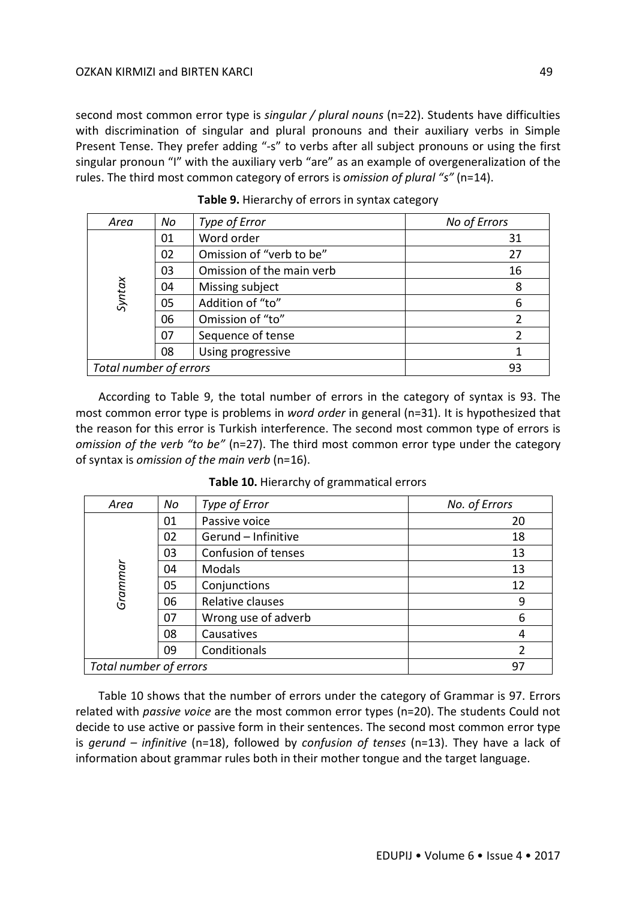second most common error type is *singular / plural nouns* (n=22). Students have difficulties with discrimination of singular and plural pronouns and their auxiliary verbs in Simple Present Tense. They prefer adding "-s" to verbs after all subject pronouns or using the first singular pronoun "I" with the auxiliary verb "are" as an example of overgeneralization of the rules. The third most common category of errors is *omission of plural "s"* (n=14).

**Table 9.** Hierarchy of errors in syntax category

| *Area* | *No* | *Type of Error* | *No of Errors* |
|---|---|---|---|
| *Syntax* | 01 | Word order | 31 |
| | 02 | Omission of "verb to be" | 27 |
| | 03 | Omission of the main verb | 16 |
| | 04 | Missing subject | 8 |
| | 05 | Addition of "to" | 6 |
| | 06 | Omission of "to" | 2 |
| | 07 | Sequence of tense | 2 |
| | 08 | Using progressive | 1 |
| *Total number of errors* | | | 93 |

According to Table 9, the total number of errors in the category of syntax is 93. The most common error type is problems in *word order* in general (n=31). It is hypothesized that the reason for this error is Turkish interference. The second most common type of errors is *omission of the verb "to be"* (n=27). The third most common error type under the category of syntax is *omission of the main verb* (n=16).

**Table 10.** Hierarchy of grammatical errors

| *Area* | *No* | *Type of Error* | *No. of Errors* |
|---|---|---|---|
| *Grammar* | 01 | Passive voice | 20 |
| | 02 | Gerund – Infinitive | 18 |
| | 03 | Confusion of tenses | 13 |
| | 04 | Modals | 13 |
| | 05 | Conjunctions | 12 |
| | 06 | Relative clauses | 9 |
| | 07 | Wrong use of adverb | 6 |
| | 08 | Causatives | 4 |
| | 09 | Conditionals | 2 |
| *Total number of errors* | | | 97 |

Table 10 shows that the number of errors under the category of Grammar is 97. Errors related with *passive voice* are the most common error types (n=20). The students Could not decide to use active or passive form in their sentences. The second most common error type is *gerund – infinitive* (n=18), followed by *confusion of tenses* (n=13). They have a lack of information about grammar rules both in their mother tongue and the target language.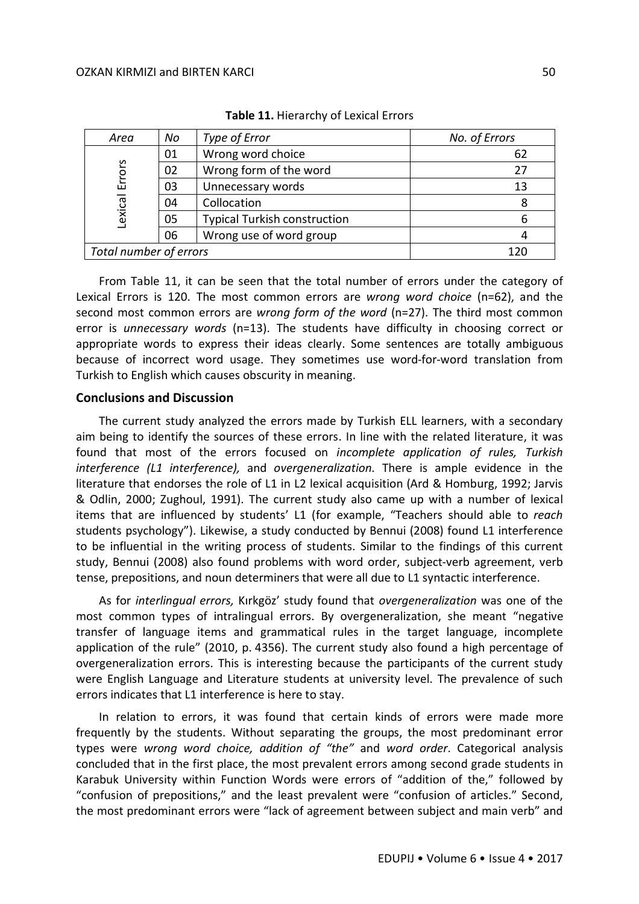**Table 11.** Hierarchy of Lexical Errors

| *Area* | *No* | *Type of Error* | *No. of Errors* |
|---|---|---|---|
| Lexical Errors | 01 | Wrong word choice | 62 |
| | 02 | Wrong form of the word | 27 |
| | 03 | Unnecessary words | 13 |
| | 04 | Collocation | 8 |
| | 05 | Typical Turkish construction | 6 |
| | 06 | Wrong use of word group | 4 |
| *Total number of errors* | | | 120 |

From Table 11, it can be seen that the total number of errors under the category of Lexical Errors is 120. The most common errors are *wrong word choice* (n=62), and the second most common errors are *wrong form of the word* (n=27). The third most common error is *unnecessary words* (n=13). The students have difficulty in choosing correct or appropriate words to express their ideas clearly. Some sentences are totally ambiguous because of incorrect word usage. They sometimes use word-for-word translation from Turkish to English which causes obscurity in meaning.

## Conclusions and Discussion

The current study analyzed the errors made by Turkish ELL learners, with a secondary aim being to identify the sources of these errors. In line with the related literature, it was found that most of the errors focused on *incomplete application of rules, Turkish interference (L1 interference),* and *overgeneralization.* There is ample evidence in the literature that endorses the role of L1 in L2 lexical acquisition (Ard & Homburg, 1992; Jarvis & Odlin, 2000; Zughoul, 1991). The current study also came up with a number of lexical items that are influenced by students' L1 (for example, "Teachers should able to *reach* students psychology"). Likewise, a study conducted by Bennui (2008) found L1 interference to be influential in the writing process of students. Similar to the findings of this current study, Bennui (2008) also found problems with word order, subject-verb agreement, verb tense, prepositions, and noun determiners that were all due to L1 syntactic interference.

As for *interlingual errors,* Kırkgöz' study found that *overgeneralization* was one of the most common types of intralingual errors. By overgeneralization, she meant "negative transfer of language items and grammatical rules in the target language, incomplete application of the rule" (2010, p. 4356). The current study also found a high percentage of overgeneralization errors. This is interesting because the participants of the current study were English Language and Literature students at university level. The prevalence of such errors indicates that L1 interference is here to stay.

In relation to errors, it was found that certain kinds of errors were made more frequently by the students. Without separating the groups, the most predominant error types were *wrong word choice, addition of "the"* and *word order*. Categorical analysis concluded that in the first place, the most prevalent errors among second grade students in Karabuk University within Function Words were errors of "addition of the," followed by "confusion of prepositions," and the least prevalent were "confusion of articles." Second, the most predominant errors were "lack of agreement between subject and main verb" and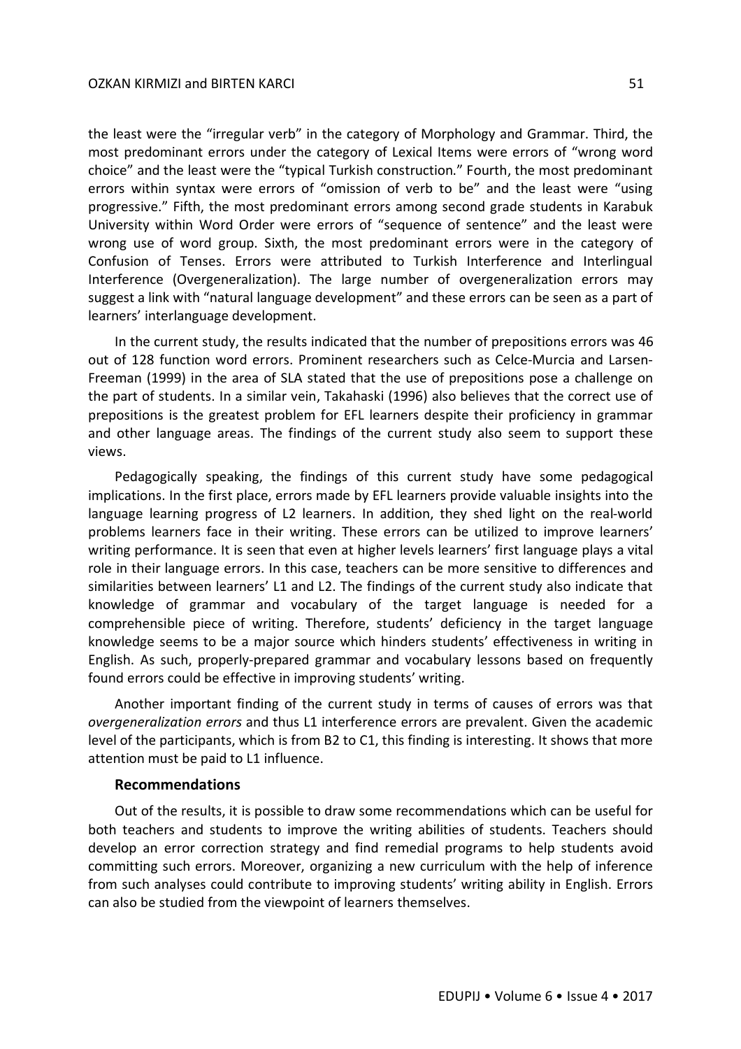the least were the "irregular verb" in the category of Morphology and Grammar. Third, the most predominant errors under the category of Lexical Items were errors of "wrong word choice" and the least were the "typical Turkish construction." Fourth, the most predominant errors within syntax were errors of "omission of verb to be" and the least were "using progressive." Fifth, the most predominant errors among second grade students in Karabuk University within Word Order were errors of "sequence of sentence" and the least were wrong use of word group. Sixth, the most predominant errors were in the category of Confusion of Tenses. Errors were attributed to Turkish Interference and Interlingual Interference (Overgeneralization). The large number of overgeneralization errors may suggest a link with "natural language development" and these errors can be seen as a part of learners' interlanguage development.

In the current study, the results indicated that the number of prepositions errors was 46 out of 128 function word errors. Prominent researchers such as Celce-Murcia and Larsen-Freeman (1999) in the area of SLA stated that the use of prepositions pose a challenge on the part of students. In a similar vein, Takahaski (1996) also believes that the correct use of prepositions is the greatest problem for EFL learners despite their proficiency in grammar and other language areas. The findings of the current study also seem to support these views.

Pedagogically speaking, the findings of this current study have some pedagogical implications. In the first place, errors made by EFL learners provide valuable insights into the language learning progress of L2 learners. In addition, they shed light on the real-world problems learners face in their writing. These errors can be utilized to improve learners' writing performance. It is seen that even at higher levels learners' first language plays a vital role in their language errors. In this case, teachers can be more sensitive to differences and similarities between learners' L1 and L2. The findings of the current study also indicate that knowledge of grammar and vocabulary of the target language is needed for a comprehensible piece of writing. Therefore, students' deficiency in the target language knowledge seems to be a major source which hinders students' effectiveness in writing in English. As such, properly-prepared grammar and vocabulary lessons based on frequently found errors could be effective in improving students' writing.

Another important finding of the current study in terms of causes of errors was that *overgeneralization errors* and thus L1 interference errors are prevalent. Given the academic level of the participants, which is from B2 to C1, this finding is interesting. It shows that more attention must be paid to L1 influence.

### Recommendations

Out of the results, it is possible to draw some recommendations which can be useful for both teachers and students to improve the writing abilities of students. Teachers should develop an error correction strategy and find remedial programs to help students avoid committing such errors. Moreover, organizing a new curriculum with the help of inference from such analyses could contribute to improving students' writing ability in English. Errors can also be studied from the viewpoint of learners themselves.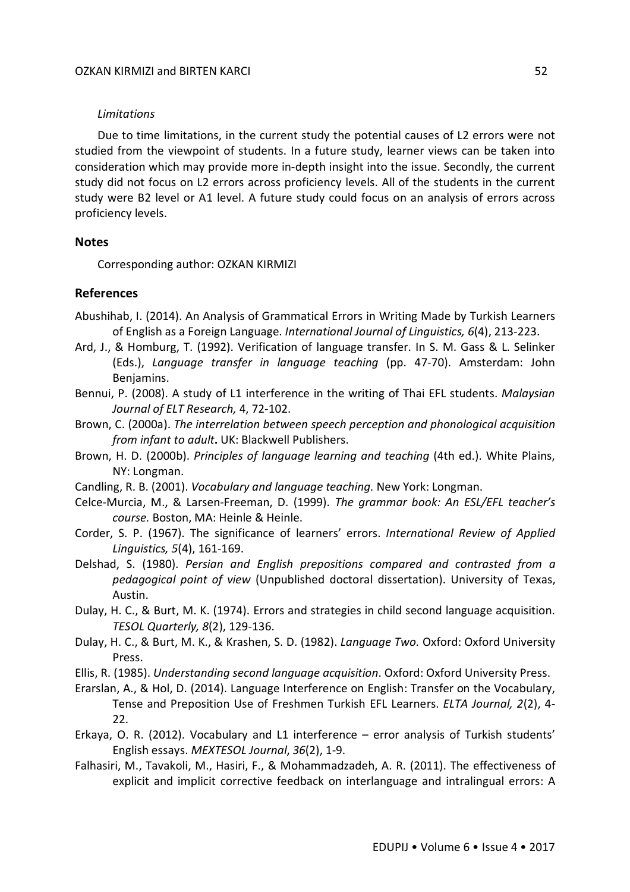*Limitations*

Due to time limitations, in the current study the potential causes of L2 errors were not studied from the viewpoint of students. In a future study, learner views can be taken into consideration which may provide more in-depth insight into the issue. Secondly, the current study did not focus on L2 errors across proficiency levels. All of the students in the current study were B2 level or A1 level. A future study could focus on an analysis of errors across proficiency levels.

## Notes

Corresponding author: OZKAN KIRMIZI

## References

Abushihab, I. (2014). An Analysis of Grammatical Errors in Writing Made by Turkish Learners of English as a Foreign Language. *International Journal of Linguistics, 6*(4), 213-223.

Ard, J., & Homburg, T. (1992). Verification of language transfer. In S. M. Gass & L. Selinker (Eds.), *Language transfer in language teaching* (pp. 47-70). Amsterdam: John Benjamins.

Bennui, P. (2008). A study of L1 interference in the writing of Thai EFL students. *Malaysian Journal of ELT Research,* 4, 72-102.

Brown, C. (2000a). *The interrelation between speech perception and phonological acquisition from infant to adult***.** UK: Blackwell Publishers.

Brown, H. D. (2000b). *Principles of language learning and teaching* (4th ed.). White Plains, NY: Longman.

Candling, R. B. (2001). *Vocabulary and language teaching.* New York: Longman.

Celce-Murcia, M., & Larsen-Freeman, D. (1999). *The grammar book: An ESL/EFL teacher's course.* Boston, MA: Heinle & Heinle.

Corder, S. P. (1967). The significance of learners' errors. *International Review of Applied Linguistics, 5*(4), 161-169.

Delshad, S. (1980). *Persian and English prepositions compared and contrasted from a pedagogical point of view* (Unpublished doctoral dissertation). University of Texas, Austin.

Dulay, H. C., & Burt, M. K. (1974). Errors and strategies in child second language acquisition. *TESOL Quarterly, 8*(2), 129-136.

Dulay, H. C., & Burt, M. K., & Krashen, S. D. (1982). *Language Two.* Oxford: Oxford University Press.

Ellis, R. (1985). *Understanding second language acquisition*. Oxford: Oxford University Press.

Erarslan, A., & Hol, D. (2014). Language Interference on English: Transfer on the Vocabulary, Tense and Preposition Use of Freshmen Turkish EFL Learners. *ELTA Journal, 2*(2), 4-22.

Erkaya, O. R. (2012). Vocabulary and L1 interference – error analysis of Turkish students' English essays. *MEXTESOL Journal*, *36*(2), 1-9.

Falhasiri, M., Tavakoli, M., Hasiri, F., & Mohammadzadeh, A. R. (2011). The effectiveness of explicit and implicit corrective feedback on interlanguage and intralingual errors: A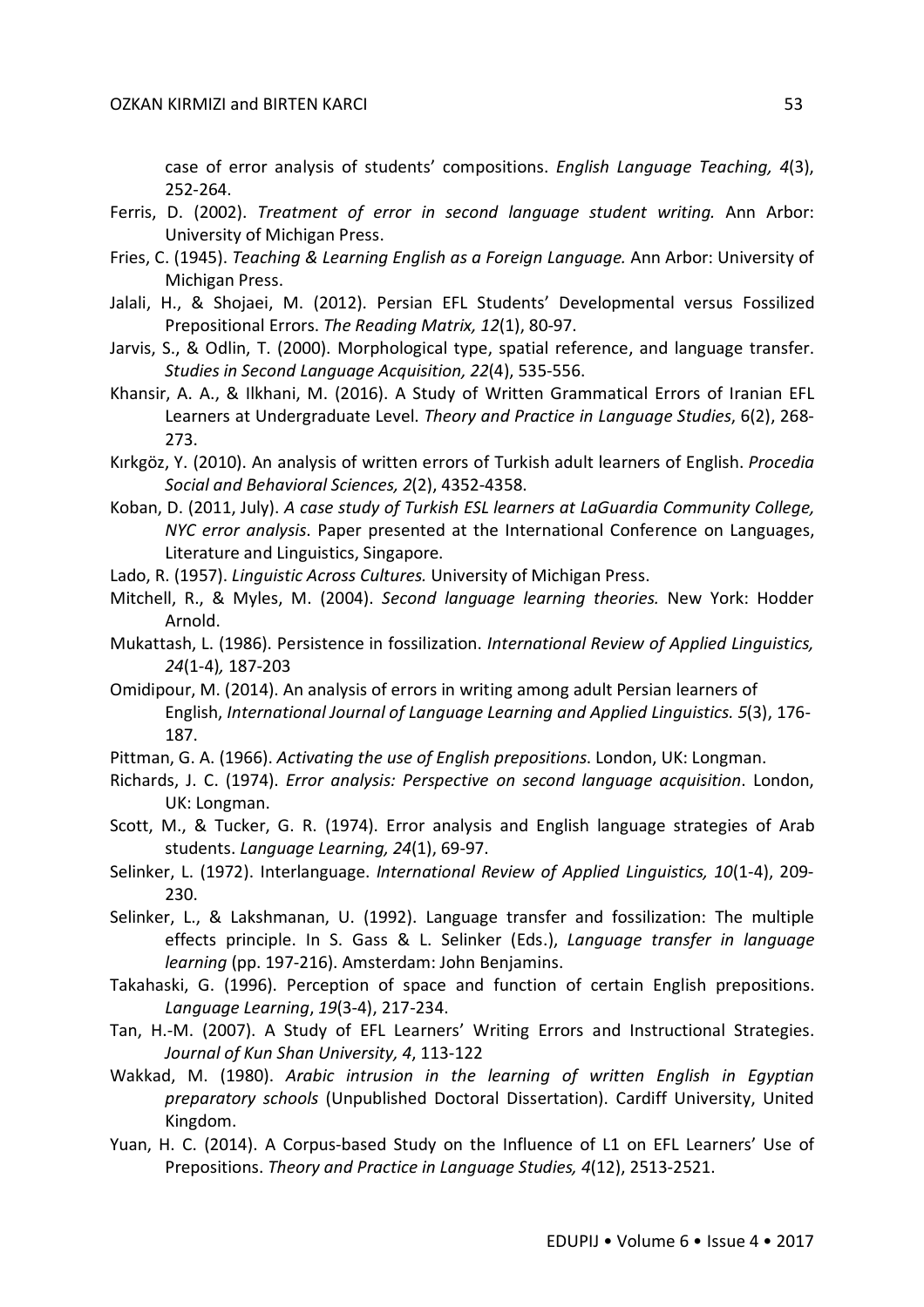case of error analysis of students' compositions. *English Language Teaching, 4*(3), 252-264.

Ferris, D. (2002). *Treatment of error in second language student writing.* Ann Arbor: University of Michigan Press.

Fries, C. (1945). *Teaching & Learning English as a Foreign Language.* Ann Arbor: University of Michigan Press.

Jalali, H., & Shojaei, M. (2012). Persian EFL Students' Developmental versus Fossilized Prepositional Errors. *The Reading Matrix, 12*(1), 80-97.

Jarvis, S., & Odlin, T. (2000). Morphological type, spatial reference, and language transfer. *Studies in Second Language Acquisition, 22*(4), 535-556.

Khansir, A. A., & Ilkhani, M. (2016). A Study of Written Grammatical Errors of Iranian EFL Learners at Undergraduate Level. *Theory and Practice in Language Studies*, 6(2), 268-273.

Kırkgöz, Y. (2010). An analysis of written errors of Turkish adult learners of English. *Procedia Social and Behavioral Sciences, 2*(2), 4352-4358.

Koban, D. (2011, July). *A case study of Turkish ESL learners at LaGuardia Community College, NYC error analysis*. Paper presented at the International Conference on Languages, Literature and Linguistics, Singapore.

Lado, R. (1957). *Linguistic Across Cultures.* University of Michigan Press.

Mitchell, R., & Myles, M. (2004). *Second language learning theories.* New York: Hodder Arnold.

Mukattash, L. (1986). Persistence in fossilization. *International Review of Applied Linguistics, 24*(1-4)*,* 187-203

Omidipour, M. (2014). An analysis of errors in writing among adult Persian learners of English, *International Journal of Language Learning and Applied Linguistics. 5*(3), 176-187.

Pittman, G. A. (1966). *Activating the use of English prepositions*. London, UK: Longman.

Richards, J. C. (1974). *Error analysis: Perspective on second language acquisition*. London, UK: Longman.

Scott, M., & Tucker, G. R. (1974). Error analysis and English language strategies of Arab students. *Language Learning, 24*(1), 69-97.

Selinker, L. (1972). Interlanguage. *International Review of Applied Linguistics, 10*(1-4), 209-230.

Selinker, L., & Lakshmanan, U. (1992). Language transfer and fossilization: The multiple effects principle. In S. Gass & L. Selinker (Eds.), *Language transfer in language learning* (pp. 197-216). Amsterdam: John Benjamins.

Takahaski, G. (1996). Perception of space and function of certain English prepositions. *Language Learning*, *19*(3-4), 217-234.

Tan, H.-M. (2007). A Study of EFL Learners' Writing Errors and Instructional Strategies. *Journal of Kun Shan University, 4*, 113-122

Wakkad, M. (1980). *Arabic intrusion in the learning of written English in Egyptian preparatory schools* (Unpublished Doctoral Dissertation). Cardiff University, United Kingdom.

Yuan, H. C. (2014). A Corpus-based Study on the Influence of L1 on EFL Learners' Use of Prepositions. *Theory and Practice in Language Studies, 4*(12), 2513-2521.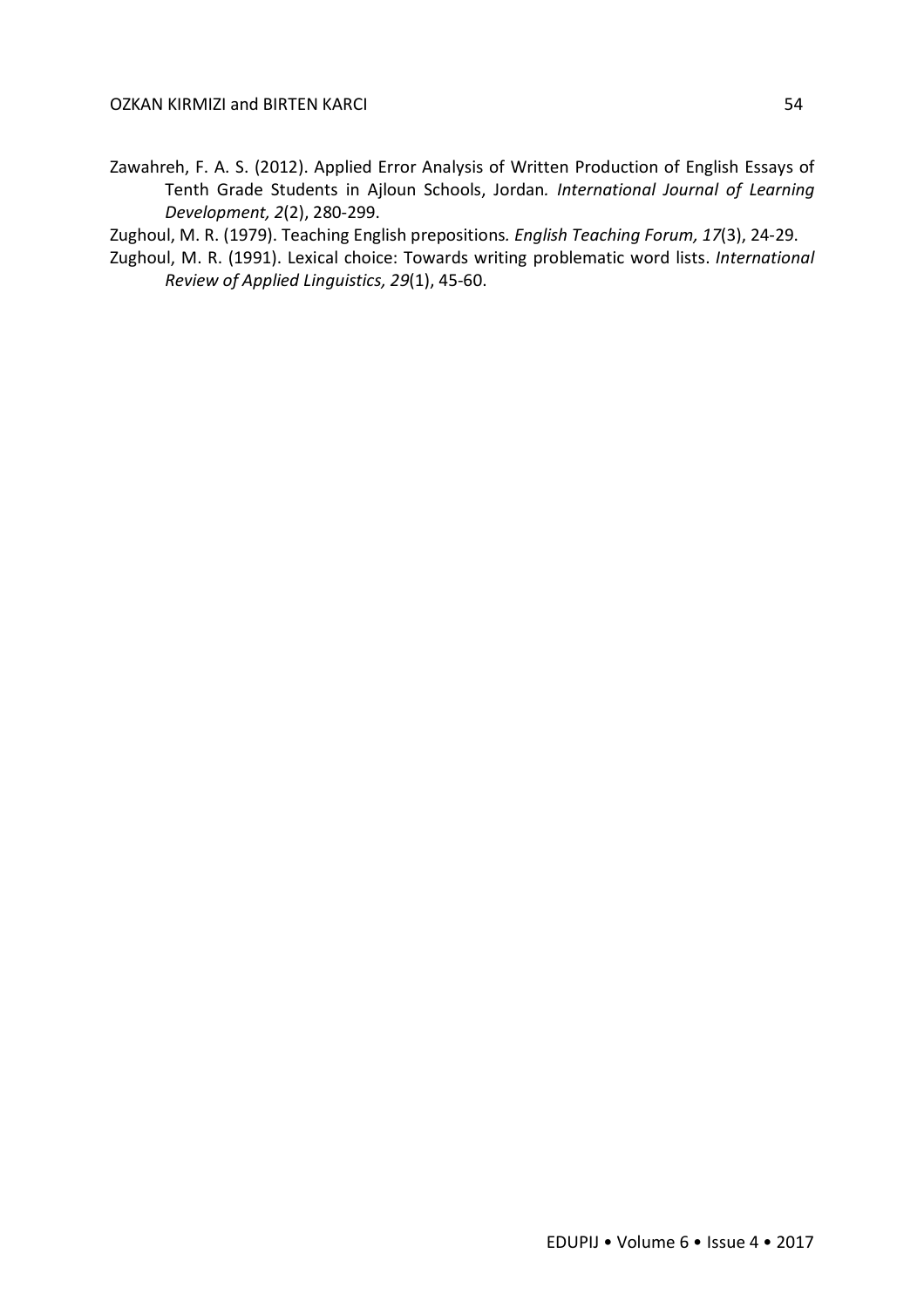Zawahreh, F. A. S. (2012). Applied Error Analysis of Written Production of English Essays of Tenth Grade Students in Ajloun Schools, Jordan. *International Journal of Learning Development, 2*(2), 280-299.

Zughoul, M. R. (1979). Teaching English prepositions. *English Teaching Forum, 17*(3), 24-29.

Zughoul, M. R. (1991). Lexical choice: Towards writing problematic word lists. *International Review of Applied Linguistics, 29*(1), 45-60.